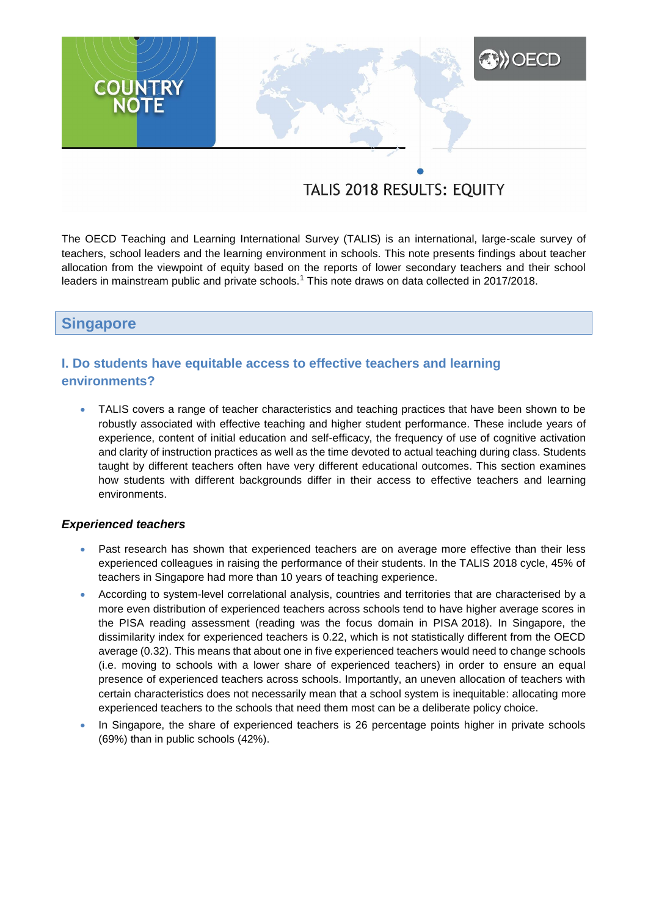COUNTRY NOTE

# TALIS 2018 RESULTS: EQUITY

The OECD Teaching and Learning International Survey (TALIS) is an international, large-scale survey of teachers, school leaders and the learning environment in schools. This note presents findings about teacher allocation from the viewpoint of equity based on the reports of lower secondary teachers and their school leaders in mainstream public and private schools.[1] This note draws on data collected in 2017/2018.

## Singapore

### I. Do students have equitable access to effective teachers and learning environments?

- TALIS covers a range of teacher characteristics and teaching practices that have been shown to be robustly associated with effective teaching and higher student performance. These include years of experience, content of initial education and self-efficacy, the frequency of use of cognitive activation and clarity of instruction practices as well as the time devoted to actual teaching during class. Students taught by different teachers often have very different educational outcomes. This section examines how students with different backgrounds differ in their access to effective teachers and learning environments.

#### *Experienced teachers*

- Past research has shown that experienced teachers are on average more effective than their less experienced colleagues in raising the performance of their students. In the TALIS 2018 cycle, 45% of teachers in Singapore had more than 10 years of teaching experience.
- According to system-level correlational analysis, countries and territories that are characterised by a more even distribution of experienced teachers across schools tend to have higher average scores in the PISA reading assessment (reading was the focus domain in PISA 2018). In Singapore, the dissimilarity index for experienced teachers is 0.22, which is not statistically different from the OECD average (0.32). This means that about one in five experienced teachers would need to change schools (i.e. moving to schools with a lower share of experienced teachers) in order to ensure an equal presence of experienced teachers across schools. Importantly, an uneven allocation of teachers with certain characteristics does not necessarily mean that a school system is inequitable: allocating more experienced teachers to the schools that need them most can be a deliberate policy choice.
- In Singapore, the share of experienced teachers is 26 percentage points higher in private schools (69%) than in public schools (42%).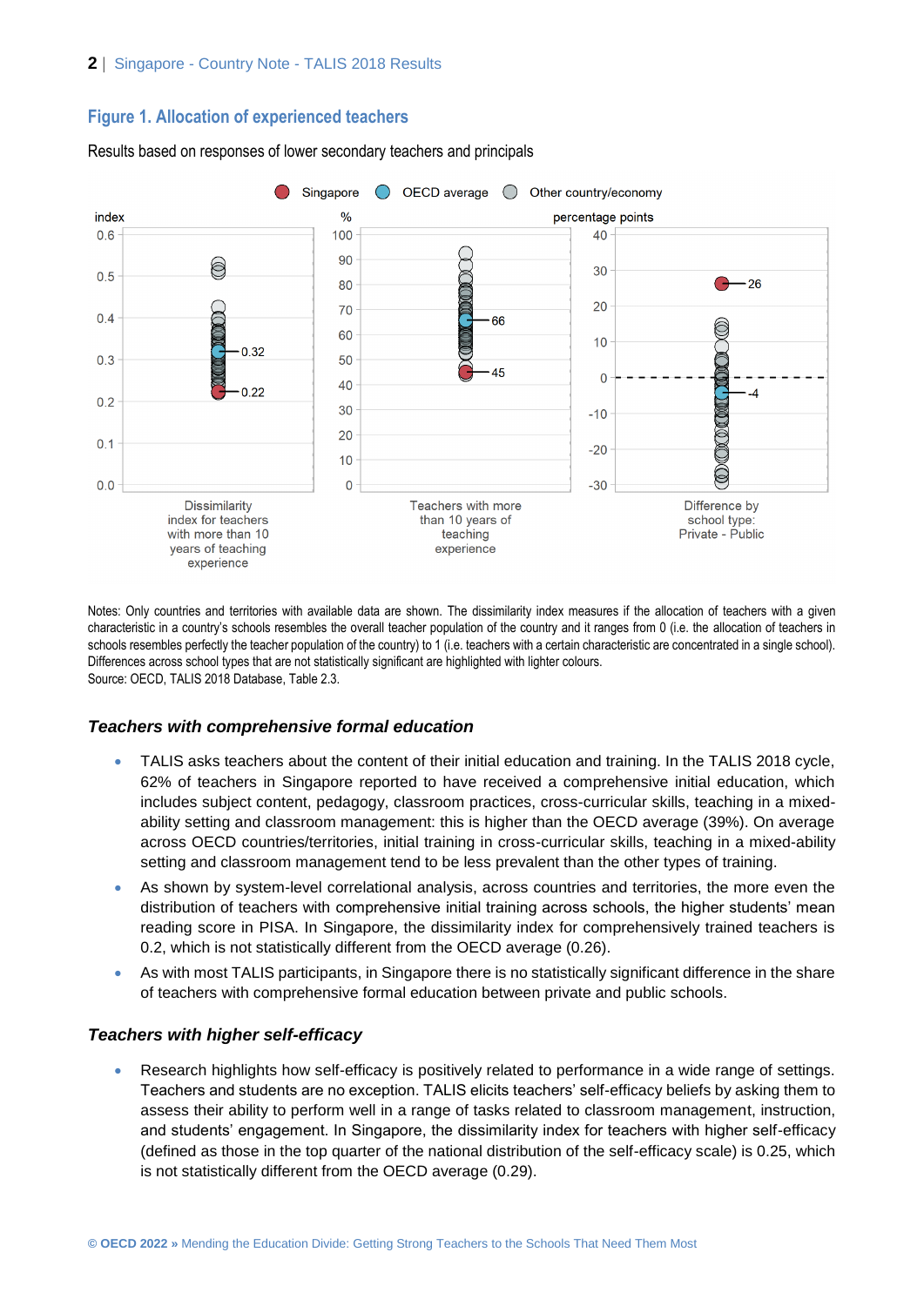## Figure 1. Allocation of experienced teachers

Results based on responses of lower secondary teachers and principals

Notes: Only countries and territories with available data are shown. The dissimilarity index measures if the allocation of teachers with a given characteristic in a country's schools resembles the overall teacher population of the country and it ranges from 0 (i.e. the allocation of teachers in schools resembles perfectly the teacher population of the country) to 1 (i.e. teachers with a certain characteristic are concentrated in a single school). Differences across school types that are not statistically significant are highlighted with lighter colours.
Source: OECD, TALIS 2018 Database, Table 2.3.

### *Teachers with comprehensive formal education*

- TALIS asks teachers about the content of their initial education and training. In the TALIS 2018 cycle, 62% of teachers in Singapore reported to have received a comprehensive initial education, which includes subject content, pedagogy, classroom practices, cross-curricular skills, teaching in a mixed-ability setting and classroom management: this is higher than the OECD average (39%). On average across OECD countries/territories, initial training in cross-curricular skills, teaching in a mixed-ability setting and classroom management tend to be less prevalent than the other types of training.
- As shown by system-level correlational analysis, across countries and territories, the more even the distribution of teachers with comprehensive initial training across schools, the higher students' mean reading score in PISA. In Singapore, the dissimilarity index for comprehensively trained teachers is 0.2, which is not statistically different from the OECD average (0.26).
- As with most TALIS participants, in Singapore there is no statistically significant difference in the share of teachers with comprehensive formal education between private and public schools.

### *Teachers with higher self-efficacy*

- Research highlights how self-efficacy is positively related to performance in a wide range of settings. Teachers and students are no exception. TALIS elicits teachers' self-efficacy beliefs by asking them to assess their ability to perform well in a range of tasks related to classroom management, instruction, and students' engagement. In Singapore, the dissimilarity index for teachers with higher self-efficacy (defined as those in the top quarter of the national distribution of the self-efficacy scale) is 0.25, which is not statistically different from the OECD average (0.29).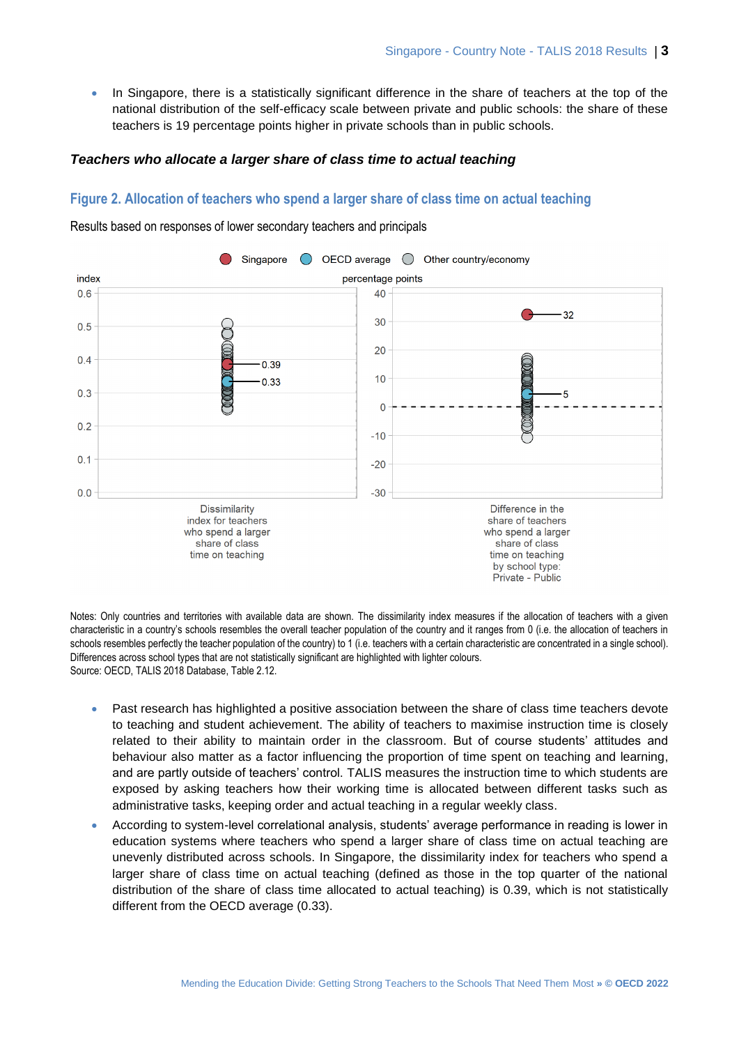- In Singapore, there is a statistically significant difference in the share of teachers at the top of the national distribution of the self-efficacy scale between private and public schools: the share of these teachers is 19 percentage points higher in private schools than in public schools.

### *Teachers who allocate a larger share of class time to actual teaching*

## Figure 2. Allocation of teachers who spend a larger share of class time on actual teaching

Results based on responses of lower secondary teachers and principals

Notes: Only countries and territories with available data are shown. The dissimilarity index measures if the allocation of teachers with a given characteristic in a country's schools resembles the overall teacher population of the country and it ranges from 0 (i.e. the allocation of teachers in schools resembles perfectly the teacher population of the country) to 1 (i.e. teachers with a certain characteristic are concentrated in a single school). Differences across school types that are not statistically significant are highlighted with lighter colours.
Source: OECD, TALIS 2018 Database, Table 2.12.

- Past research has highlighted a positive association between the share of class time teachers devote to teaching and student achievement. The ability of teachers to maximise instruction time is closely related to their ability to maintain order in the classroom. But of course students' attitudes and behaviour also matter as a factor influencing the proportion of time spent on teaching and learning, and are partly outside of teachers' control. TALIS measures the instruction time to which students are exposed by asking teachers how their working time is allocated between different tasks such as administrative tasks, keeping order and actual teaching in a regular weekly class.
- According to system-level correlational analysis, students' average performance in reading is lower in education systems where teachers who spend a larger share of class time on actual teaching are unevenly distributed across schools. In Singapore, the dissimilarity index for teachers who spend a larger share of class time on actual teaching (defined as those in the top quarter of the national distribution of the share of class time allocated to actual teaching) is 0.39, which is not statistically different from the OECD average (0.33).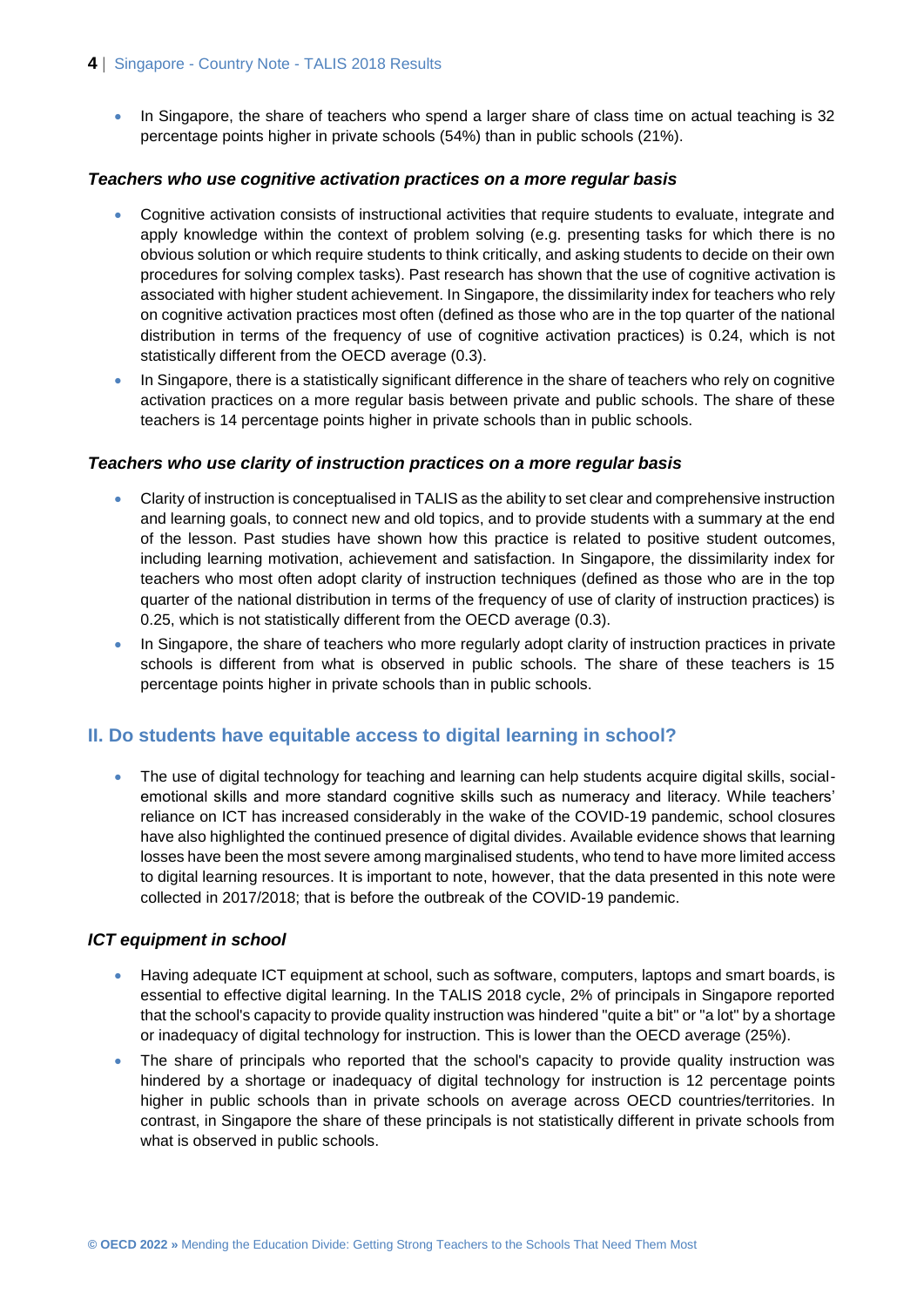- In Singapore, the share of teachers who spend a larger share of class time on actual teaching is 32 percentage points higher in private schools (54%) than in public schools (21%).

### *Teachers who use cognitive activation practices on a more regular basis*

- Cognitive activation consists of instructional activities that require students to evaluate, integrate and apply knowledge within the context of problem solving (e.g. presenting tasks for which there is no obvious solution or which require students to think critically, and asking students to decide on their own procedures for solving complex tasks). Past research has shown that the use of cognitive activation is associated with higher student achievement. In Singapore, the dissimilarity index for teachers who rely on cognitive activation practices most often (defined as those who are in the top quarter of the national distribution in terms of the frequency of use of cognitive activation practices) is 0.24, which is not statistically different from the OECD average (0.3).
- In Singapore, there is a statistically significant difference in the share of teachers who rely on cognitive activation practices on a more regular basis between private and public schools. The share of these teachers is 14 percentage points higher in private schools than in public schools.

### *Teachers who use clarity of instruction practices on a more regular basis*

- Clarity of instruction is conceptualised in TALIS as the ability to set clear and comprehensive instruction and learning goals, to connect new and old topics, and to provide students with a summary at the end of the lesson. Past studies have shown how this practice is related to positive student outcomes, including learning motivation, achievement and satisfaction. In Singapore, the dissimilarity index for teachers who most often adopt clarity of instruction techniques (defined as those who are in the top quarter of the national distribution in terms of the frequency of use of clarity of instruction practices) is 0.25, which is not statistically different from the OECD average (0.3).
- In Singapore, the share of teachers who more regularly adopt clarity of instruction practices in private schools is different from what is observed in public schools. The share of these teachers is 15 percentage points higher in private schools than in public schools.

## II. Do students have equitable access to digital learning in school?

- The use of digital technology for teaching and learning can help students acquire digital skills, social-emotional skills and more standard cognitive skills such as numeracy and literacy. While teachers' reliance on ICT has increased considerably in the wake of the COVID-19 pandemic, school closures have also highlighted the continued presence of digital divides. Available evidence shows that learning losses have been the most severe among marginalised students, who tend to have more limited access to digital learning resources. It is important to note, however, that the data presented in this note were collected in 2017/2018; that is before the outbreak of the COVID-19 pandemic.

### *ICT equipment in school*

- Having adequate ICT equipment at school, such as software, computers, laptops and smart boards, is essential to effective digital learning. In the TALIS 2018 cycle, 2% of principals in Singapore reported that the school's capacity to provide quality instruction was hindered "quite a bit" or "a lot" by a shortage or inadequacy of digital technology for instruction. This is lower than the OECD average (25%).
- The share of principals who reported that the school's capacity to provide quality instruction was hindered by a shortage or inadequacy of digital technology for instruction is 12 percentage points higher in public schools than in private schools on average across OECD countries/territories. In contrast, in Singapore the share of these principals is not statistically different in private schools from what is observed in public schools.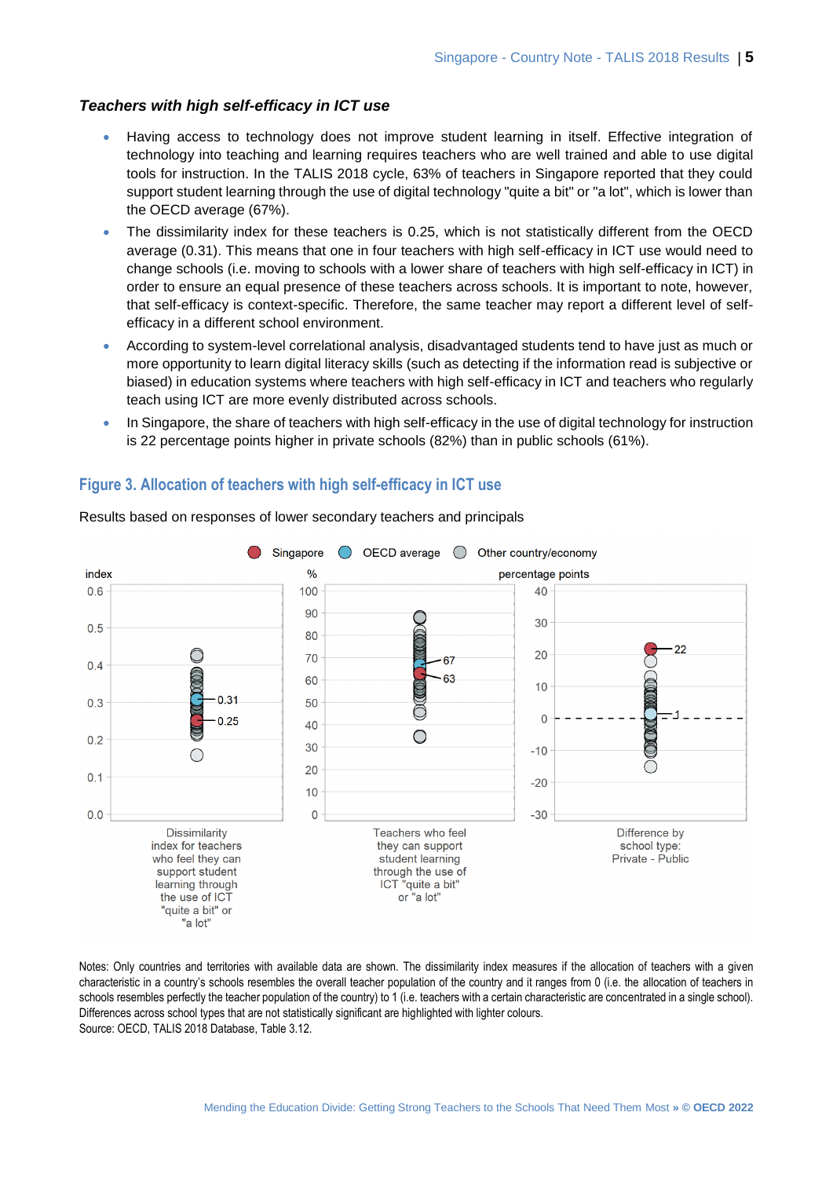### *Teachers with high self-efficacy in ICT use*

- Having access to technology does not improve student learning in itself. Effective integration of technology into teaching and learning requires teachers who are well trained and able to use digital tools for instruction. In the TALIS 2018 cycle, 63% of teachers in Singapore reported that they could support student learning through the use of digital technology "quite a bit" or "a lot", which is lower than the OECD average (67%).
- The dissimilarity index for these teachers is 0.25, which is not statistically different from the OECD average (0.31). This means that one in four teachers with high self-efficacy in ICT use would need to change schools (i.e. moving to schools with a lower share of teachers with high self-efficacy in ICT) in order to ensure an equal presence of these teachers across schools. It is important to note, however, that self-efficacy is context-specific. Therefore, the same teacher may report a different level of self-efficacy in a different school environment.
- According to system-level correlational analysis, disadvantaged students tend to have just as much or more opportunity to learn digital literacy skills (such as detecting if the information read is subjective or biased) in education systems where teachers with high self-efficacy in ICT and teachers who regularly teach using ICT are more evenly distributed across schools.
- In Singapore, the share of teachers with high self-efficacy in the use of digital technology for instruction is 22 percentage points higher in private schools (82%) than in public schools (61%).

## Figure 3. Allocation of teachers with high self-efficacy in ICT use

Results based on responses of lower secondary teachers and principals

Legend: Singapore; OECD average; Other country/economy

| Indicator | Singapore | OECD average |
|---|---|---|
| Dissimilarity index for teachers who feel they can support student learning through the use of ICT "quite a bit" or "a lot" (index) | 0.25 | 0.31 |
| Teachers who feel they can support student learning through the use of ICT "quite a bit" or "a lot" (%) | 63 | 67 |
| Difference by school type: Private - Public (percentage points) | 22 | 1 |

Notes: Only countries and territories with available data are shown. The dissimilarity index measures if the allocation of teachers with a given characteristic in a country's schools resembles the overall teacher population of the country and it ranges from 0 (i.e. the allocation of teachers in schools resembles perfectly the teacher population of the country) to 1 (i.e. teachers with a certain characteristic are concentrated in a single school). Differences across school types that are not statistically significant are highlighted with lighter colours.

Source: OECD, TALIS 2018 Database, Table 3.12.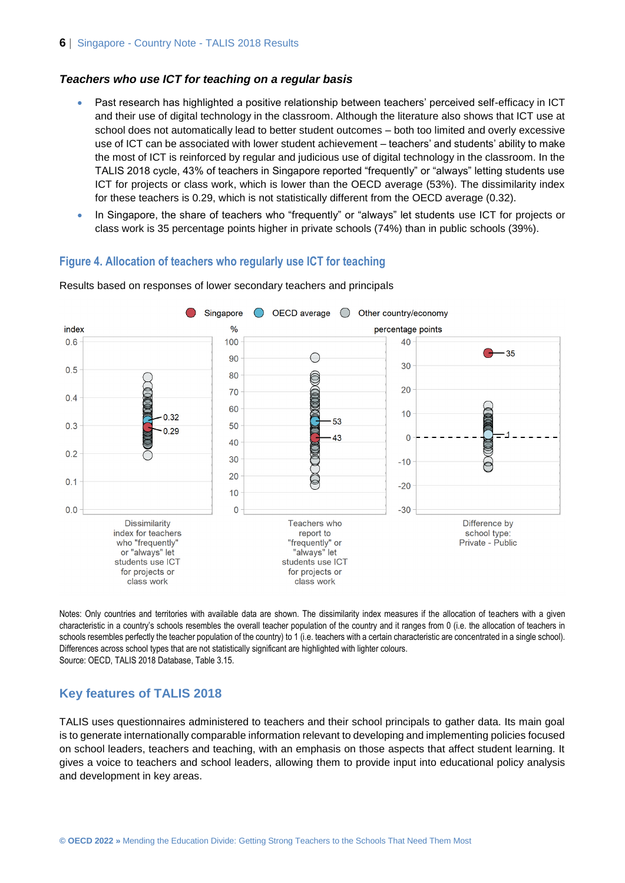### *Teachers who use ICT for teaching on a regular basis*

- Past research has highlighted a positive relationship between teachers' perceived self-efficacy in ICT and their use of digital technology in the classroom. Although the literature also shows that ICT use at school does not automatically lead to better student outcomes – both too limited and overly excessive use of ICT can be associated with lower student achievement – teachers' and students' ability to make the most of ICT is reinforced by regular and judicious use of digital technology in the classroom. In the TALIS 2018 cycle, 43% of teachers in Singapore reported "frequently" or "always" letting students use ICT for projects or class work, which is lower than the OECD average (53%). The dissimilarity index for these teachers is 0.29, which is not statistically different from the OECD average (0.32).
- In Singapore, the share of teachers who "frequently" or "always" let students use ICT for projects or class work is 35 percentage points higher in private schools (74%) than in public schools (39%).

## Figure 4. Allocation of teachers who regularly use ICT for teaching

Results based on responses of lower secondary teachers and principals

| | Singapore | OECD average |
|---|---|---|
| Dissimilarity index for teachers who "frequently" or "always" let students use ICT for projects or class work (index) | 0.29 | 0.32 |
| Teachers who report to "frequently" or "always" let students use ICT for projects or class work (%) | 43 | 53 |
| Difference by school type: Private - Public (percentage points) | 35 | 1 |

Notes: Only countries and territories with available data are shown. The dissimilarity index measures if the allocation of teachers with a given characteristic in a country's schools resembles the overall teacher population of the country and it ranges from 0 (i.e. the allocation of teachers in schools resembles perfectly the teacher population of the country) to 1 (i.e. teachers with a certain characteristic are concentrated in a single school). Differences across school types that are not statistically significant are highlighted with lighter colours.
Source: OECD, TALIS 2018 Database, Table 3.15.

## Key features of TALIS 2018

TALIS uses questionnaires administered to teachers and their school principals to gather data. Its main goal is to generate internationally comparable information relevant to developing and implementing policies focused on school leaders, teachers and teaching, with an emphasis on those aspects that affect student learning. It gives a voice to teachers and school leaders, allowing them to provide input into educational policy analysis and development in key areas.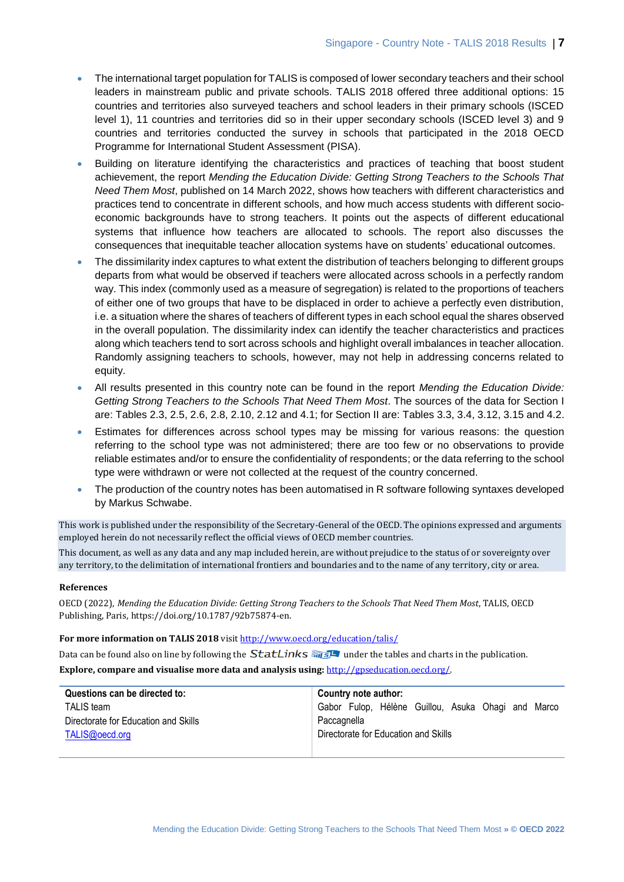- The international target population for TALIS is composed of lower secondary teachers and their school leaders in mainstream public and private schools. TALIS 2018 offered three additional options: 15 countries and territories also surveyed teachers and school leaders in their primary schools (ISCED level 1), 11 countries and territories did so in their upper secondary schools (ISCED level 3) and 9 countries and territories conducted the survey in schools that participated in the 2018 OECD Programme for International Student Assessment (PISA).
- Building on literature identifying the characteristics and practices of teaching that boost student achievement, the report *Mending the Education Divide: Getting Strong Teachers to the Schools That Need Them Most*, published on 14 March 2022, shows how teachers with different characteristics and practices tend to concentrate in different schools, and how much access students with different socio-economic backgrounds have to strong teachers. It points out the aspects of different educational systems that influence how teachers are allocated to schools. The report also discusses the consequences that inequitable teacher allocation systems have on students' educational outcomes.
- The dissimilarity index captures to what extent the distribution of teachers belonging to different groups departs from what would be observed if teachers were allocated across schools in a perfectly random way. This index (commonly used as a measure of segregation) is related to the proportions of teachers of either one of two groups that have to be displaced in order to achieve a perfectly even distribution, i.e. a situation where the shares of teachers of different types in each school equal the shares observed in the overall population. The dissimilarity index can identify the teacher characteristics and practices along which teachers tend to sort across schools and highlight overall imbalances in teacher allocation. Randomly assigning teachers to schools, however, may not help in addressing concerns related to equity.
- All results presented in this country note can be found in the report *Mending the Education Divide: Getting Strong Teachers to the Schools That Need Them Most*. The sources of the data for Section I are: Tables 2.3, 2.5, 2.6, 2.8, 2.10, 2.12 and 4.1; for Section II are: Tables 3.3, 3.4, 3.12, 3.15 and 4.2.
- Estimates for differences across school types may be missing for various reasons: the question referring to the school type was not administered; there are too few or no observations to provide reliable estimates and/or to ensure the confidentiality of respondents; or the data referring to the school type were withdrawn or were not collected at the request of the country concerned.
- The production of the country notes has been automatised in R software following syntaxes developed by Markus Schwabe.

This work is published under the responsibility of the Secretary-General of the OECD. The opinions expressed and arguments employed herein do not necessarily reflect the official views of OECD member countries.

This document, as well as any data and any map included herein, are without prejudice to the status of or sovereignty over any territory, to the delimitation of international frontiers and boundaries and to the name of any territory, city or area.

**References**

OECD (2022), *Mending the Education Divide: Getting Strong Teachers to the Schools That Need Them Most*, TALIS, OECD Publishing, Paris, https://doi.org/10.1787/92b75874-en.

**For more information on TALIS 2018** visit http://www.oecd.org/education/talis/

Data can be found also on line by following the StatLinks under the tables and charts in the publication.

**Explore, compare and visualise more data and analysis using:** http://gpseducation.oecd.org/.

| **Questions can be directed to:** | **Country note author:** |
|---|---|
| TALIS team<br>Directorate for Education and Skills<br>TALIS@oecd.org | Gabor Fulop, Hélène Guillou, Asuka Ohagi and Marco Paccagnella<br>Directorate for Education and Skills |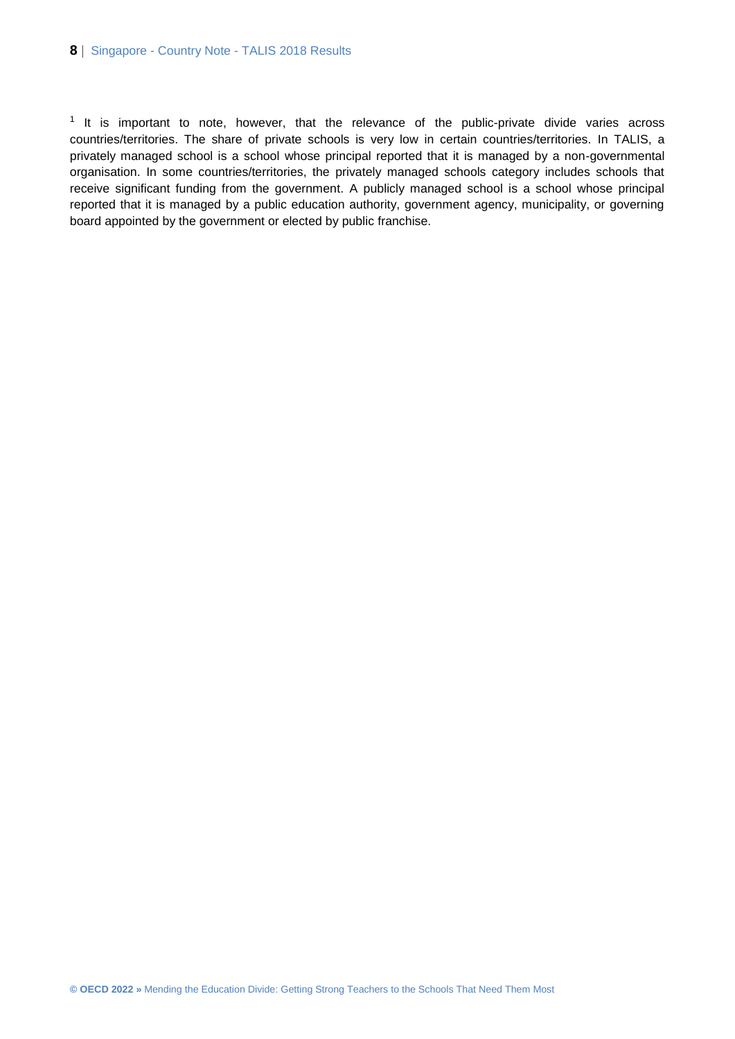[1] It is important to note, however, that the relevance of the public-private divide varies across countries/territories. The share of private schools is very low in certain countries/territories. In TALIS, a privately managed school is a school whose principal reported that it is managed by a non-governmental organisation. In some countries/territories, the privately managed schools category includes schools that receive significant funding from the government. A publicly managed school is a school whose principal reported that it is managed by a public education authority, government agency, municipality, or governing board appointed by the government or elected by public franchise.